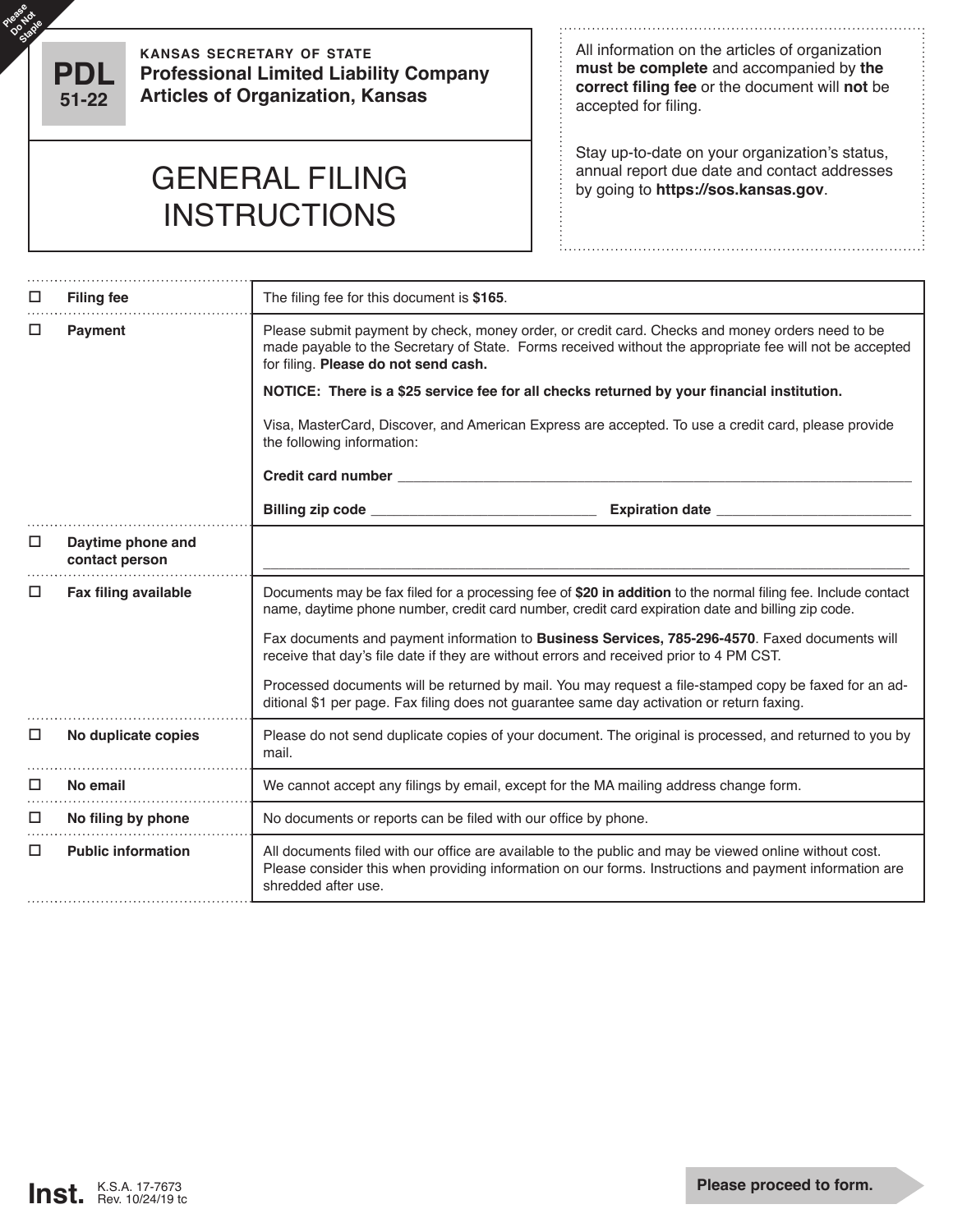Please Do Not Staple

**PDL 51-22**

**KANSAS SECRETARY OF STATE**
**Professional Limited Liability Company Articles of Organization, Kansas**

# GENERAL FILING INSTRUCTIONS

All information on the articles of organization **must be complete** and accompanied by **the correct filing fee** or the document will **not** be accepted for filing.

Stay up-to-date on your organization's status, annual report due date and contact addresses by going to **https://sos.kansas.gov**.

| | |
|---|---|
| ☐ **Filing fee** | The filing fee for this document is **$165**. |
| ☐ **Payment** | Please submit payment by check, money order, or credit card. Checks and money orders need to be made payable to the Secretary of State. Forms received without the appropriate fee will not be accepted for filing. **Please do not send cash.**<br><br>**NOTICE: There is a $25 service fee for all checks returned by your financial institution.**<br><br>Visa, MasterCard, Discover, and American Express are accepted. To use a credit card, please provide the following information:<br><br>**Credit card number** ______________________<br><br>**Billing zip code** ______________ **Expiration date** ______________ |
| ☐ **Daytime phone and contact person** | ______________________ |
| ☐ **Fax filing available** | Documents may be fax filed for a processing fee of **$20 in addition** to the normal filing fee. Include contact name, daytime phone number, credit card number, credit card expiration date and billing zip code.<br><br>Fax documents and payment information to **Business Services, 785-296-4570**. Faxed documents will receive that day's file date if they are without errors and received prior to 4 PM CST.<br><br>Processed documents will be returned by mail. You may request a file-stamped copy be faxed for an additional $1 per page. Fax filing does not guarantee same day activation or return faxing. |
| ☐ **No duplicate copies** | Please do not send duplicate copies of your document. The original is processed, and returned to you by mail. |
| ☐ **No email** | We cannot accept any filings by email, except for the MA mailing address change form. |
| ☐ **No filing by phone** | No documents or reports can be filed with our office by phone. |
| ☐ **Public information** | All documents filed with our office are available to the public and may be viewed online without cost. Please consider this when providing information on our forms. Instructions and payment information are shredded after use. |

**Inst.** K.S.A. 17-7673 Rev. 10/24/19 tc

**Please proceed to form.**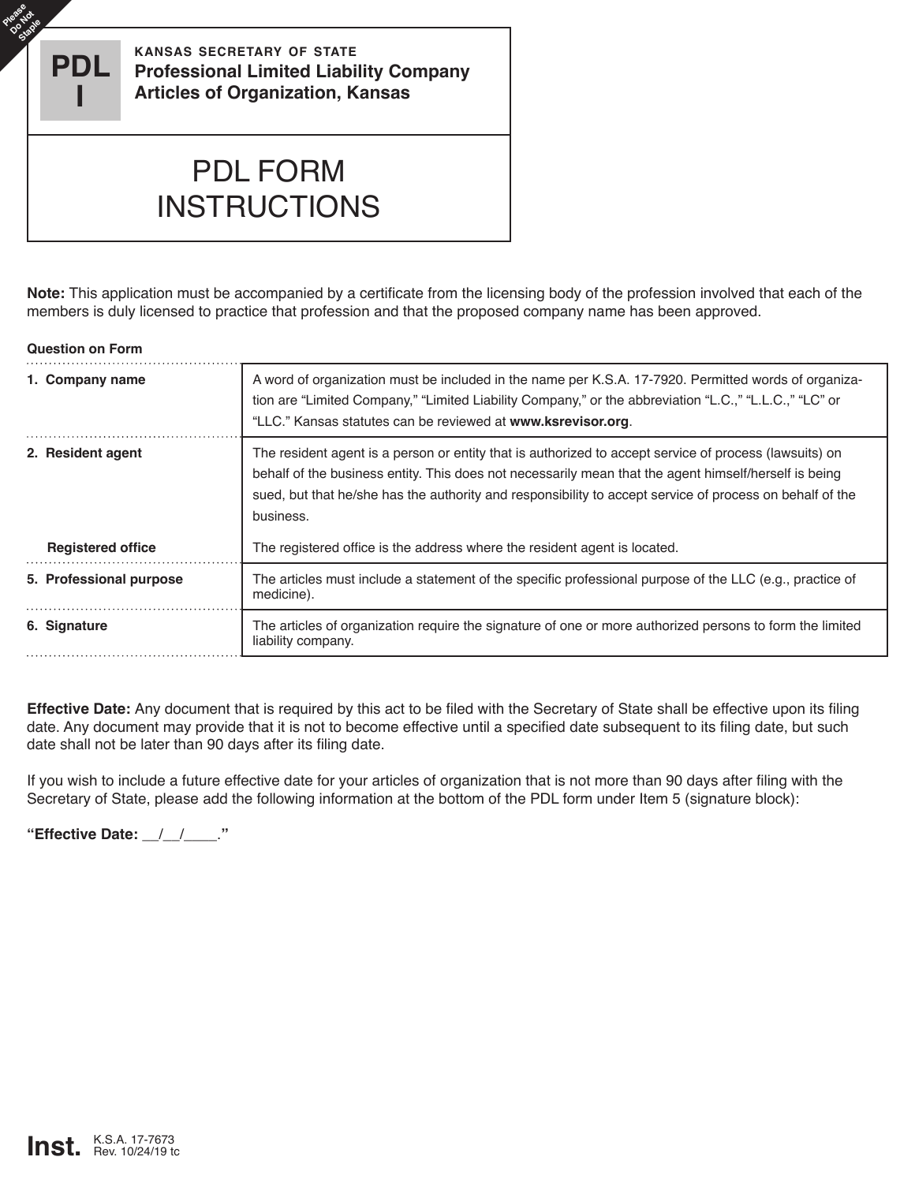Please Do Not Staple

**PDL I**

**KANSAS SECRETARY OF STATE**
**Professional Limited Liability Company Articles of Organization, Kansas**

# PDL FORM INSTRUCTIONS

**Note:** This application must be accompanied by a certificate from the licensing body of the profession involved that each of the members is duly licensed to practice that profession and that the proposed company name has been approved.

| Question on Form | |
|---|---|
| **1. Company name** | A word of organization must be included in the name per K.S.A. 17-7920. Permitted words of organization are "Limited Company," "Limited Liability Company," or the abbreviation "L.C.," "L.L.C.," "LC" or "LLC." Kansas statutes can be reviewed at **www.ksrevisor.org**. |
| **2. Resident agent** | The resident agent is a person or entity that is authorized to accept service of process (lawsuits) on behalf of the business entity. This does not necessarily mean that the agent himself/herself is being sued, but that he/she has the authority and responsibility to accept service of process on behalf of the business. |
| **Registered office** | The registered office is the address where the resident agent is located. |
| **5. Professional purpose** | The articles must include a statement of the specific professional purpose of the LLC (e.g., practice of medicine). |
| **6. Signature** | The articles of organization require the signature of one or more authorized persons to form the limited liability company. |

**Effective Date:** Any document that is required by this act to be filed with the Secretary of State shall be effective upon its filing date. Any document may provide that it is not to become effective until a specified date subsequent to its filing date, but such date shall not be later than 90 days after its filing date.

If you wish to include a future effective date for your articles of organization that is not more than 90 days after filing with the Secretary of State, please add the following information at the bottom of the PDL form under Item 5 (signature block):

**"Effective Date: __/__/____."**

**Inst.** K.S.A. 17-7673
Rev. 10/24/19 tc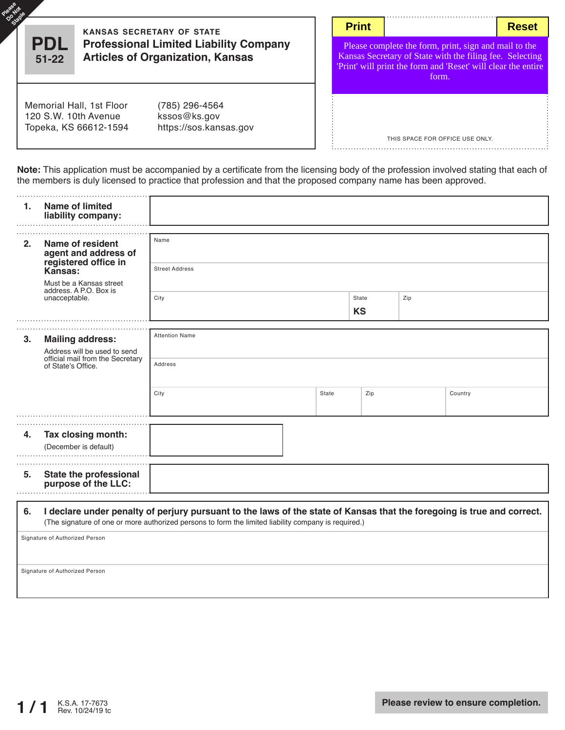Please Do Not Staple

**PDL 51-22**

KANSAS SECRETARY OF STATE

# Professional Limited Liability Company Articles of Organization, Kansas

Memorial Hall, 1st Floor
120 S.W. 10th Avenue
Topeka, KS 66612-1594

(785) 296-4564
kssos@ks.gov
https://sos.kansas.gov

Print | Reset

Please complete the form, print, sign and mail to the Kansas Secretary of State with the filing fee. Selecting 'Print' will print the form and 'Reset' will clear the entire form.

THIS SPACE FOR OFFICE USE ONLY.

**Note:** This application must be accompanied by a certificate from the licensing body of the profession involved stating that each of the members is duly licensed to practice that profession and that the proposed company name has been approved.

**1. Name of limited liability company:**

**2. Name of resident agent and address of registered office in Kansas:**

Must be a Kansas street address. A P.O. Box is unacceptable.

Name

Street Address

| City | State | Zip |
|---|---|---|
| | KS | |

**3. Mailing address:**

Address will be used to send official mail from the Secretary of State's Office.

Attention Name

Address

| City | State | Zip | Country |
|---|---|---|---|
| | | | |

**4. Tax closing month:**

(December is default)

**5. State the professional purpose of the LLC:**

**6. I declare under penalty of perjury pursuant to the laws of the state of Kansas that the foregoing is true and correct.**

(The signature of one or more authorized persons to form the limited liability company is required.)

Signature of Authorized Person

Signature of Authorized Person

K.S.A. 17-7673
Rev. 10/24/19 tc

Please review to ensure completion.